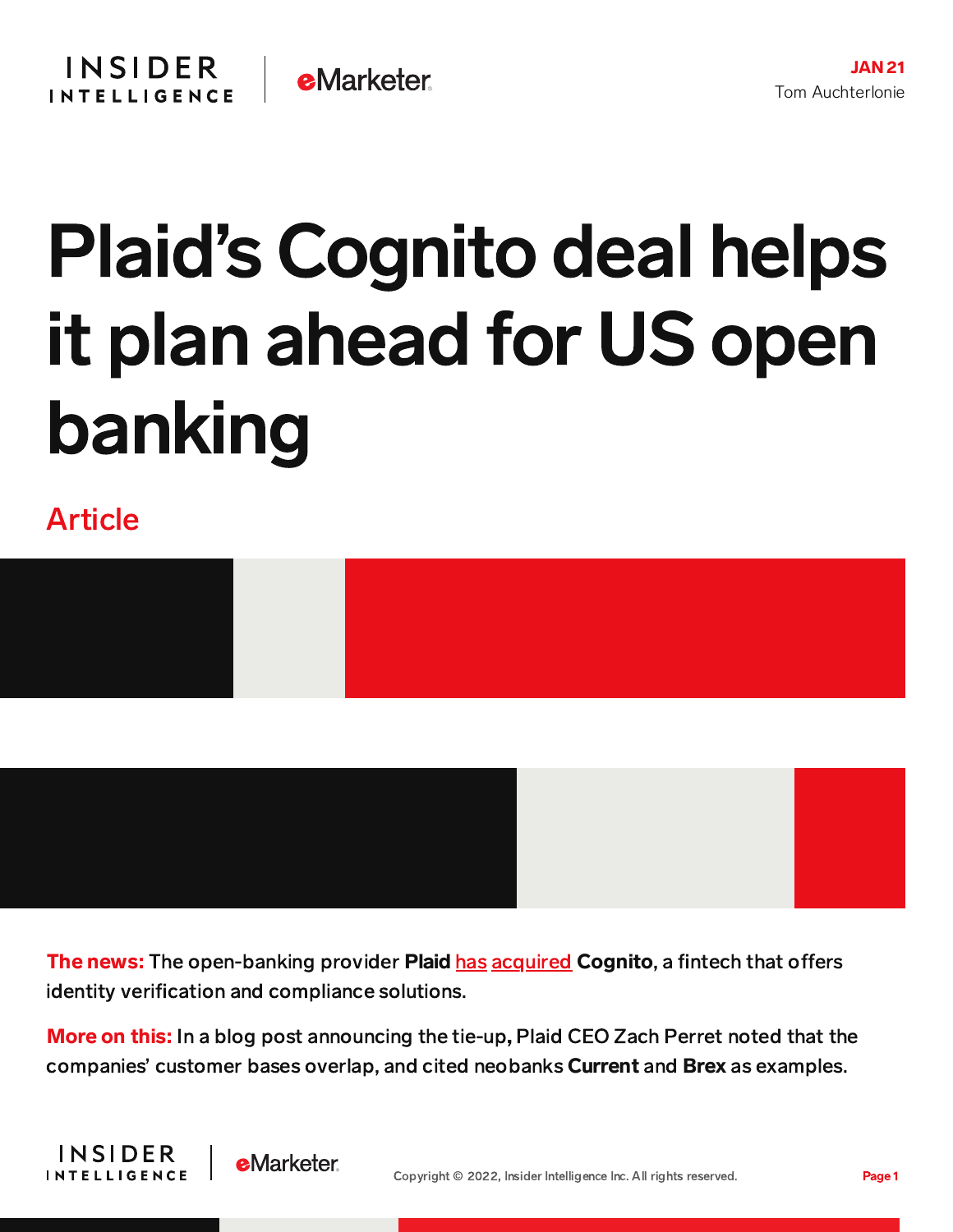JAN 21
Tom Auchterlonie

# Plaid's Cognito deal helps it plan ahead for US open banking

Article

**The news:** The open-banking provider **Plaid** has acquired **Cognito**, a fintech that offers identity verification and compliance solutions.

**More on this:** In a blog post announcing the tie-up, Plaid CEO Zach Perret noted that the companies' customer bases overlap, and cited neobanks **Current** and **Brex** as examples.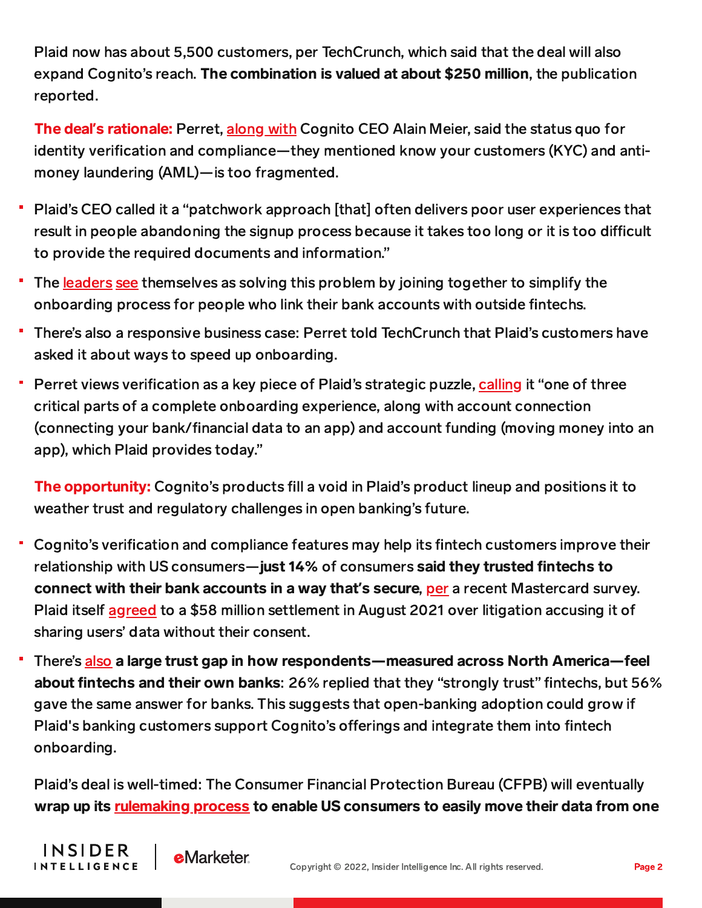Plaid now has about 5,500 customers, per TechCrunch, which said that the deal will also expand Cognito's reach. **The combination is valued at about $250 million**, the publication reported.

**The deal's rationale:** Perret, along with Cognito CEO Alain Meier, said the status quo for identity verification and compliance—they mentioned know your customers (KYC) and anti-money laundering (AML)—is too fragmented.

- Plaid's CEO called it a "patchwork approach [that] often delivers poor user experiences that result in people abandoning the signup process because it takes too long or it is too difficult to provide the required documents and information."
- The leaders see themselves as solving this problem by joining together to simplify the onboarding process for people who link their bank accounts with outside fintechs.
- There's also a responsive business case: Perret told TechCrunch that Plaid's customers have asked it about ways to speed up onboarding.
- Perret views verification as a key piece of Plaid's strategic puzzle, calling it "one of three critical parts of a complete onboarding experience, along with account connection (connecting your bank/financial data to an app) and account funding (moving money into an app), which Plaid provides today."

**The opportunity:** Cognito's products fill a void in Plaid's product lineup and positions it to weather trust and regulatory challenges in open banking's future.

- Cognito's verification and compliance features may help its fintech customers improve their relationship with US consumers—**just 14%** of consumers **said they trusted fintechs to connect with their bank accounts in a way that's secure**, per a recent Mastercard survey. Plaid itself agreed to a $58 million settlement in August 2021 over litigation accusing it of sharing users' data without their consent.
- There's also **a large trust gap in how respondents—measured across North America—feel about fintechs and their own banks**: 26% replied that they "strongly trust" fintechs, but 56% gave the same answer for banks. This suggests that open-banking adoption could grow if Plaid's banking customers support Cognito's offerings and integrate them into fintech onboarding.

Plaid's deal is well-timed: The Consumer Financial Protection Bureau (CFPB) will eventually **wrap up its rulemaking process to enable US consumers to easily move their data from one**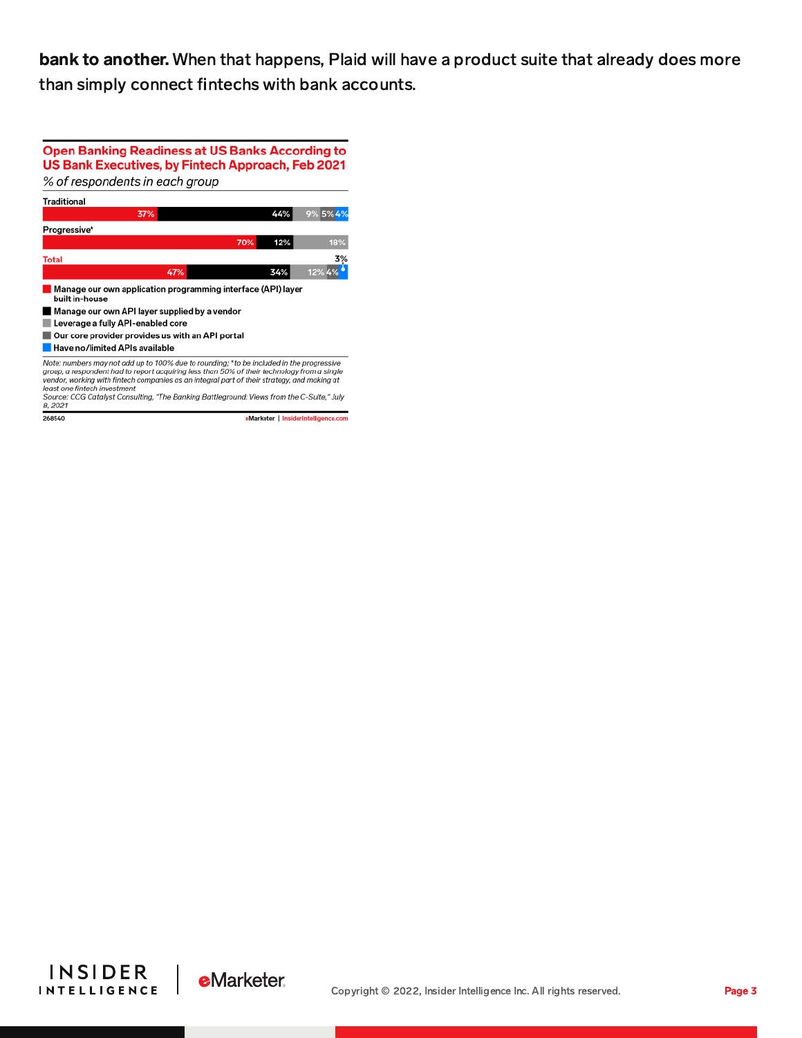**bank to another.** When that happens, Plaid will have a product suite that already does more than simply connect fintechs with bank accounts.

**Open Banking Readiness at US Banks According to US Bank Executives, by Fintech Approach, Feb 2021**

*% of respondents in each group*

Traditional

37% 44% 9% 5% 4%

Progressive*

70% 12% 18%

Total

47% 34% 12% 4% 3%

- Manage our own application programming interface (API) layer built in-house
- Manage our own API layer supplied by a vendor
- Leverage a fully API-enabled core
- Our core provider provides us with an API portal
- Have no/limited APIs available

*Note: numbers may not add up to 100% due to rounding; *to be included in the progressive group, a respondent had to report acquiring less than 50% of their technology from a single vendor, working with fintech companies as an integral part of their strategy, and making at least one fintech investment*

*Source: CCG Catalyst Consulting, "The Banking Battleground: Views from the C-Suite," July 8, 2021*

268540

eMarketer | InsiderIntelligence.com